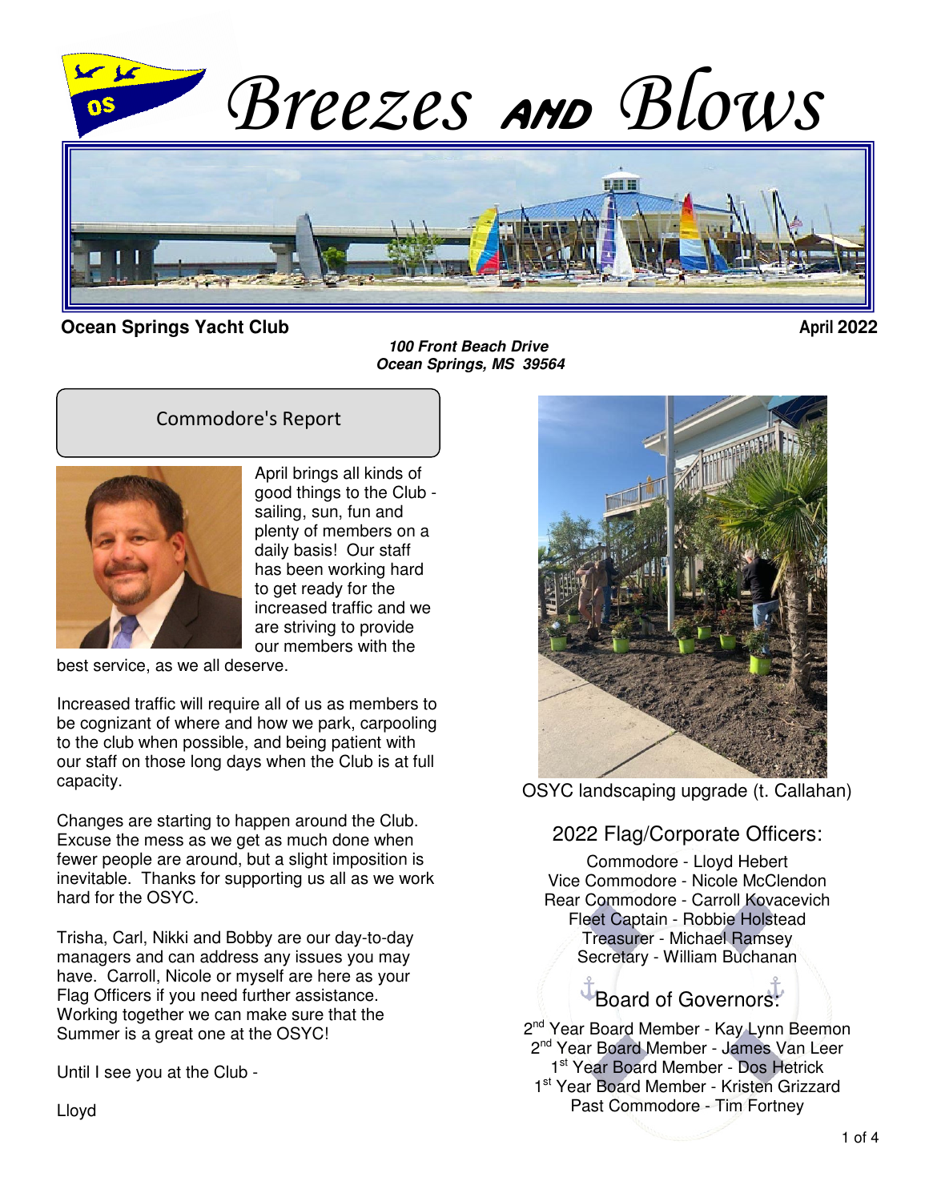# Breezes and Blows

**Ocean Springs Yacht Club** **April 2022**

***100 Front Beach Drive***
***Ocean Springs, MS 39564***

## Commodore's Report

April brings all kinds of good things to the Club - sailing, sun, fun and plenty of members on a daily basis! Our staff has been working hard to get ready for the increased traffic and we are striving to provide our members with the best service, as we all deserve.

Increased traffic will require all of us as members to be cognizant of where and how we park, carpooling to the club when possible, and being patient with our staff on those long days when the Club is at full capacity.

Changes are starting to happen around the Club. Excuse the mess as we get as much done when fewer people are around, but a slight imposition is inevitable. Thanks for supporting us all as we work hard for the OSYC.

Trisha, Carl, Nikki and Bobby are our day-to-day managers and can address any issues you may have. Carroll, Nicole or myself are here as your Flag Officers if you need further assistance. Working together we can make sure that the Summer is a great one at the OSYC!

Until I see you at the Club -

Lloyd

OSYC landscaping upgrade (t. Callahan)

## 2022 Flag/Corporate Officers:

Commodore - Lloyd Hebert
Vice Commodore - Nicole McClendon
Rear Commodore - Carroll Kovacevich
Fleet Captain - Robbie Holstead
Treasurer - Michael Ramsey
Secretary - William Buchanan

## Board of Governors:

2nd Year Board Member - Kay Lynn Beemon
2nd Year Board Member - James Van Leer
1st Year Board Member - Dos Hetrick
1st Year Board Member - Kristen Grizzard
Past Commodore - Tim Fortney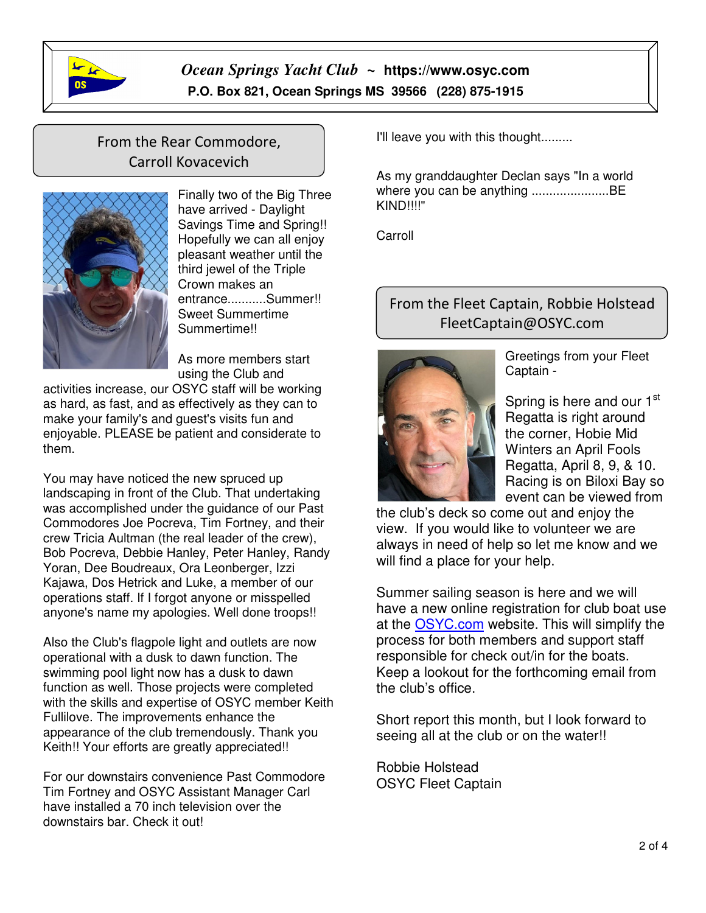# Ocean Springs Yacht Club ~ https://www.osyc.com

**P.O. Box 821, Ocean Springs MS 39566 (228) 875-1915**

## From the Rear Commodore, Carroll Kovacevich

Finally two of the Big Three have arrived - Daylight Savings Time and Spring!! Hopefully we can all enjoy pleasant weather until the third jewel of the Triple Crown makes an entrance...........Summer!! Sweet Summertime Summertime!!

As more members start using the Club and activities increase, our OSYC staff will be working as hard, as fast, and as effectively as they can to make your family's and guest's visits fun and enjoyable. PLEASE be patient and considerate to them.

You may have noticed the new spruced up landscaping in front of the Club. That undertaking was accomplished under the guidance of our Past Commodores Joe Pocreva, Tim Fortney, and their crew Tricia Aultman (the real leader of the crew), Bob Pocreva, Debbie Hanley, Peter Hanley, Randy Yoran, Dee Boudreaux, Ora Leonberger, Izzi Kajawa, Dos Hetrick and Luke, a member of our operations staff. If I forgot anyone or misspelled anyone's name my apologies. Well done troops!!

Also the Club's flagpole light and outlets are now operational with a dusk to dawn function. The swimming pool light now has a dusk to dawn function as well. Those projects were completed with the skills and expertise of OSYC member Keith Fullilove. The improvements enhance the appearance of the club tremendously. Thank you Keith!! Your efforts are greatly appreciated!!

For our downstairs convenience Past Commodore Tim Fortney and OSYC Assistant Manager Carl have installed a 70 inch television over the downstairs bar. Check it out!

I'll leave you with this thought.........

As my granddaughter Declan says "In a world where you can be anything ......................BE KIND!!!!"

Carroll

## From the Fleet Captain, Robbie Holstead
FleetCaptain@OSYC.com

Greetings from your Fleet Captain -

Spring is here and our 1st Regatta is right around the corner, Hobie Mid Winters an April Fools Regatta, April 8, 9, & 10. Racing is on Biloxi Bay so event can be viewed from the club's deck so come out and enjoy the view. If you would like to volunteer we are always in need of help so let me know and we will find a place for your help.

Summer sailing season is here and we will have a new online registration for club boat use at the OSYC.com website. This will simplify the process for both members and support staff responsible for check out/in for the boats. Keep a lookout for the forthcoming email from the club's office.

Short report this month, but I look forward to seeing all at the club or on the water!!

Robbie Holstead
OSYC Fleet Captain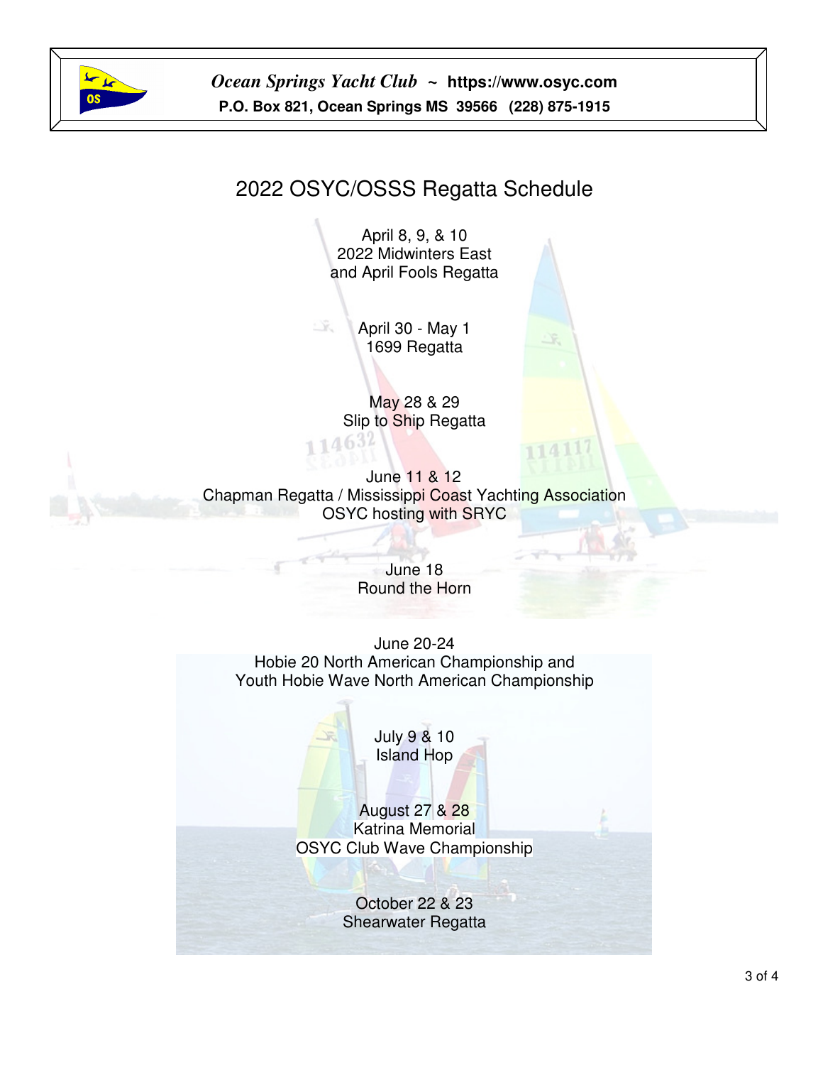*Ocean Springs Yacht Club* ~ **https://www.osyc.com**
**P.O. Box 821, Ocean Springs MS 39566 (228) 875-1915**

# 2022 OSYC/OSSS Regatta Schedule

April 8, 9, & 10
2022 Midwinters East
and April Fools Regatta

April 30 - May 1
1699 Regatta

May 28 & 29
Slip to Ship Regatta

June 11 & 12
Chapman Regatta / Mississippi Coast Yachting Association
OSYC hosting with SRYC

June 18
Round the Horn

June 20-24
Hobie 20 North American Championship and
Youth Hobie Wave North American Championship

July 9 & 10
Island Hop

August 27 & 28
Katrina Memorial
OSYC Club Wave Championship

October 22 & 23
Shearwater Regatta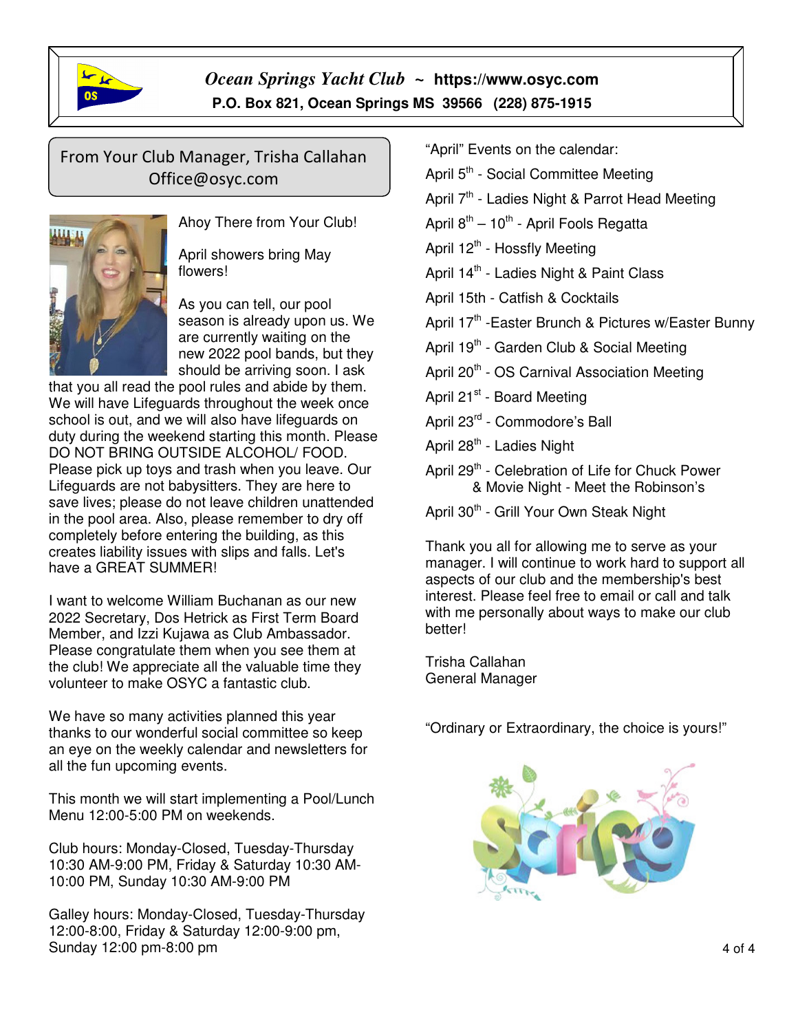*Ocean Springs Yacht Club* ~ **https://www.osyc.com**

**P.O. Box 821, Ocean Springs MS 39566 (228) 875-1915**

## From Your Club Manager, Trisha Callahan
Office@osyc.com

Ahoy There from Your Club!

April showers bring May flowers!

As you can tell, our pool season is already upon us. We are currently waiting on the new 2022 pool bands, but they should be arriving soon. I ask that you all read the pool rules and abide by them. We will have Lifeguards throughout the week once school is out, and we will also have lifeguards on duty during the weekend starting this month. Please DO NOT BRING OUTSIDE ALCOHOL/ FOOD. Please pick up toys and trash when you leave. Our Lifeguards are not babysitters. They are here to save lives; please do not leave children unattended in the pool area. Also, please remember to dry off completely before entering the building, as this creates liability issues with slips and falls. Let's have a GREAT SUMMER!

I want to welcome William Buchanan as our new 2022 Secretary, Dos Hetrick as First Term Board Member, and Izzi Kujawa as Club Ambassador. Please congratulate them when you see them at the club! We appreciate all the valuable time they volunteer to make OSYC a fantastic club.

We have so many activities planned this year thanks to our wonderful social committee so keep an eye on the weekly calendar and newsletters for all the fun upcoming events.

This month we will start implementing a Pool/Lunch Menu 12:00-5:00 PM on weekends.

Club hours: Monday-Closed, Tuesday-Thursday 10:30 AM-9:00 PM, Friday & Saturday 10:30 AM-10:00 PM, Sunday 10:30 AM-9:00 PM

Galley hours: Monday-Closed, Tuesday-Thursday 12:00-8:00, Friday & Saturday 12:00-9:00 pm, Sunday 12:00 pm-8:00 pm

"April" Events on the calendar:

April 5th - Social Committee Meeting
April 7th - Ladies Night & Parrot Head Meeting
April 8th – 10th - April Fools Regatta
April 12th - Hossfly Meeting
April 14th - Ladies Night & Paint Class
April 15th - Catfish & Cocktails
April 17th -Easter Brunch & Pictures w/Easter Bunny
April 19th - Garden Club & Social Meeting
April 20th - OS Carnival Association Meeting
April 21st - Board Meeting
April 23rd - Commodore's Ball
April 28th - Ladies Night
April 29th - Celebration of Life for Chuck Power & Movie Night - Meet the Robinson's
April 30th - Grill Your Own Steak Night

Thank you all for allowing me to serve as your manager. I will continue to work hard to support all aspects of our club and the membership's best interest. Please feel free to email or call and talk with me personally about ways to make our club better!

Trisha Callahan
General Manager

"Ordinary or Extraordinary, the choice is yours!"